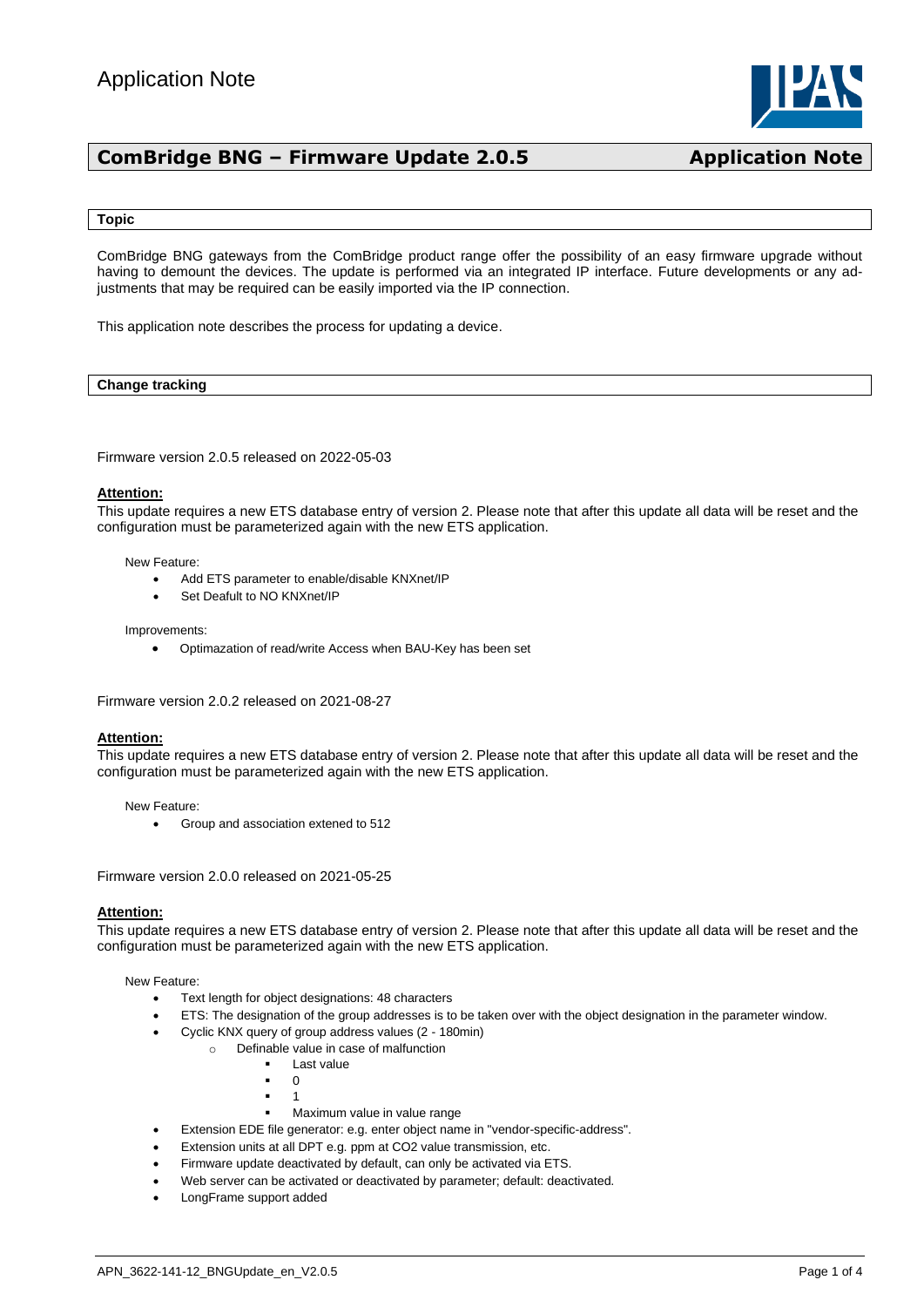# Application Note

## ComBridge BNG – Firmware Update 2.0.5 — Application Note

### Topic

ComBridge BNG gateways from the ComBridge product range offer the possibility of an easy firmware upgrade without having to demount the devices. The update is performed via an integrated IP interface. Future developments or any adjustments that may be required can be easily imported via the IP connection.

This application note describes the process for updating a device.

### Change tracking

Firmware version 2.0.5 released on 2022-05-03

**Attention:**
This update requires a new ETS database entry of version 2. Please note that after this update all data will be reset and the configuration must be parameterized again with the new ETS application.

New Feature:

- Add ETS parameter to enable/disable KNXnet/IP
- Set Deafult to NO KNXnet/IP

Improvements:

- Optimazation of read/write Access when BAU-Key has been set

Firmware version 2.0.2 released on 2021-08-27

**Attention:**
This update requires a new ETS database entry of version 2. Please note that after this update all data will be reset and the configuration must be parameterized again with the new ETS application.

New Feature:

- Group and association extened to 512

Firmware version 2.0.0 released on 2021-05-25

**Attention:**
This update requires a new ETS database entry of version 2. Please note that after this update all data will be reset and the configuration must be parameterized again with the new ETS application.

New Feature:

- Text length for object designations: 48 characters
- ETS: The designation of the group addresses is to be taken over with the object designation in the parameter window.
- Cyclic KNX query of group address values (2 - 180min)
  - Definable value in case of malfunction
    - Last value
    - 0
    - 1
    - Maximum value in value range
- Extension EDE file generator: e.g. enter object name in "vendor-specific-address".
- Extension units at all DPT e.g. ppm at CO2 value transmission, etc.
- Firmware update deactivated by default, can only be activated via ETS.
- Web server can be activated or deactivated by parameter; default: deactivated.
- LongFrame support added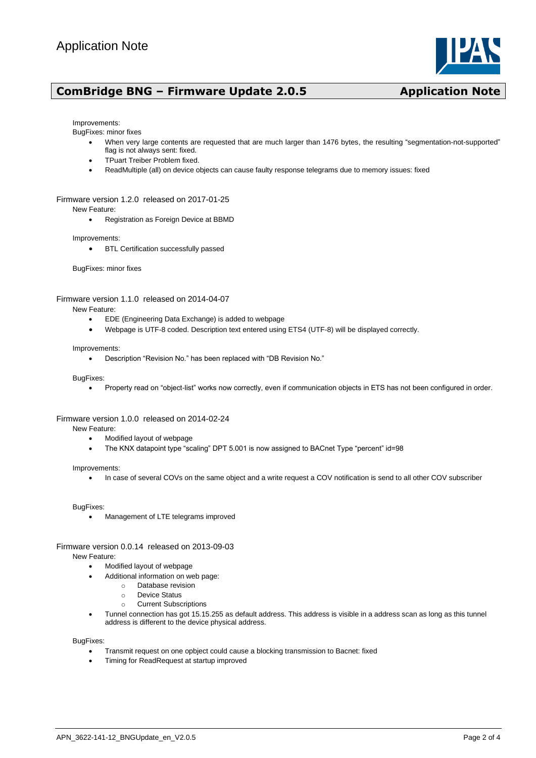Improvements:

BugFixes: minor fixes

- When very large contents are requested that are much larger than 1476 bytes, the resulting "segmentation-not-supported" flag is not always sent: fixed.
- TPuart Treiber Problem fixed.
- ReadMultiple (all) on device objects can cause faulty response telegrams due to memory issues: fixed

## Firmware version 1.2.0 released on 2017-01-25

New Feature:

- Registration as Foreign Device at BBMD

Improvements:

- BTL Certification successfully passed

BugFixes: minor fixes

## Firmware version 1.1.0 released on 2014-04-07

New Feature:

- EDE (Engineering Data Exchange) is added to webpage
- Webpage is UTF-8 coded. Description text entered using ETS4 (UTF-8) will be displayed correctly.

Improvements:

- Description "Revision No." has been replaced with "DB Revision No."

BugFixes:

- Property read on "object-list" works now correctly, even if communication objects in ETS has not been configured in order.

## Firmware version 1.0.0 released on 2014-02-24

New Feature:

- Modified layout of webpage
- The KNX datapoint type "scaling" DPT 5.001 is now assigned to BACnet Type "percent" id=98

Improvements:

- In case of several COVs on the same object and a write request a COV notification is send to all other COV subscriber

BugFixes:

- Management of LTE telegrams improved

## Firmware version 0.0.14 released on 2013-09-03

New Feature:

- Modified layout of webpage
- Additional information on web page:
  - Database revision
  - Device Status
  - Current Subscriptions
- Tunnel connection has got 15.15.255 as default address. This address is visible in a address scan as long as this tunnel address is different to the device physical address.

BugFixes:

- Transmit request on one opbject could cause a blocking transmission to Bacnet: fixed
- Timing for ReadRequest at startup improved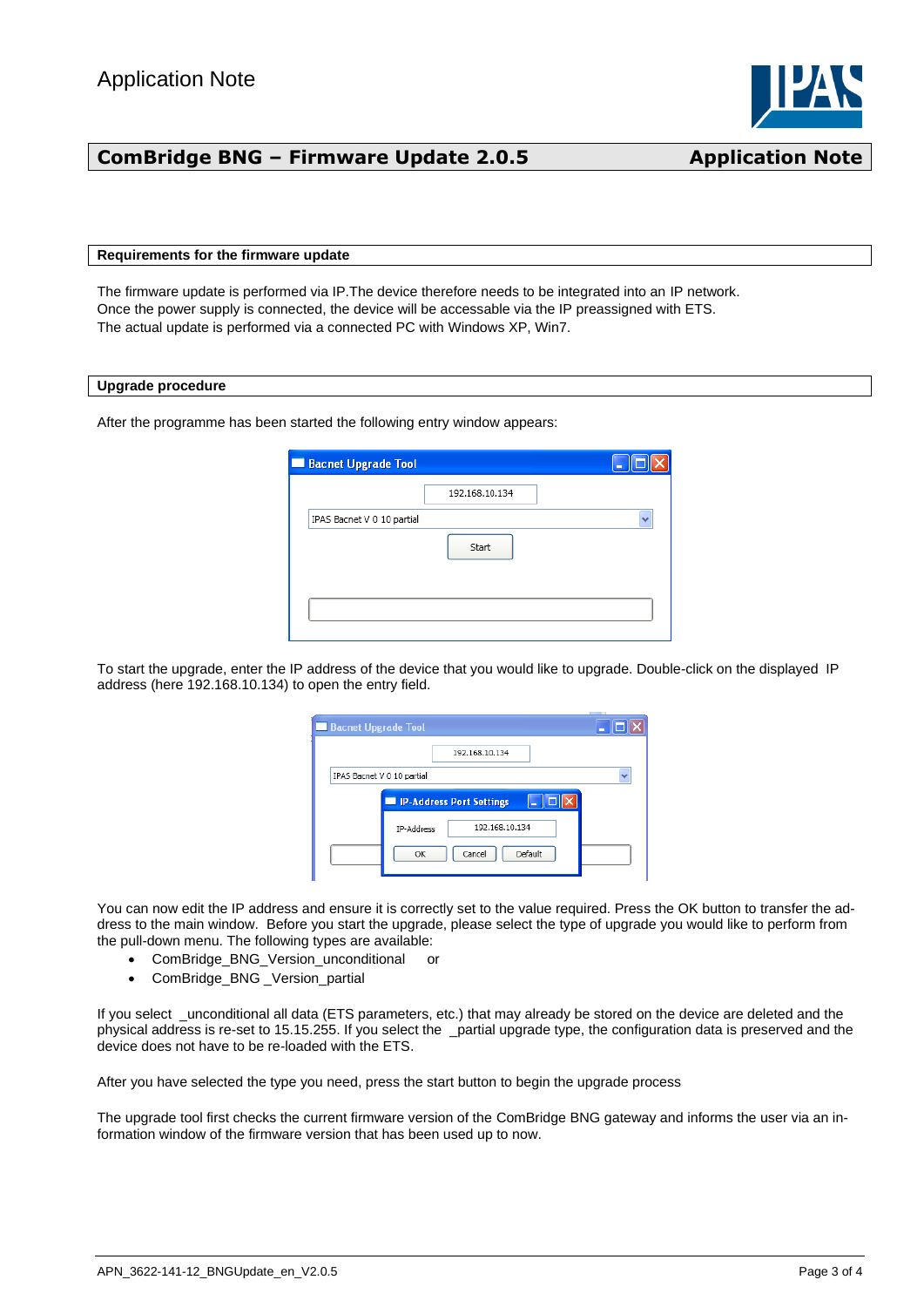## Requirements for the firmware update

The firmware update is performed via IP.The device therefore needs to be integrated into an IP network. Once the power supply is connected, the device will be accessable via the IP preassigned with ETS. The actual update is performed via a connected PC with Windows XP, Win7.

## Upgrade procedure

After the programme has been started the following entry window appears:

To start the upgrade, enter the IP address of the device that you would like to upgrade. Double-click on the displayed IP address (here 192.168.10.134) to open the entry field.

You can now edit the IP address and ensure it is correctly set to the value required. Press the OK button to transfer the address to the main window. Before you start the upgrade, please select the type of upgrade you would like to perform from the pull-down menu. The following types are available:

- ComBridge_BNG_Version_unconditional or
- ComBridge_BNG _Version_partial

If you select _unconditional all data (ETS parameters, etc.) that may already be stored on the device are deleted and the physical address is re-set to 15.15.255. If you select the _partial upgrade type, the configuration data is preserved and the device does not have to be re-loaded with the ETS.

After you have selected the type you need, press the start button to begin the upgrade process

The upgrade tool first checks the current firmware version of the ComBridge BNG gateway and informs the user via an information window of the firmware version that has been used up to now.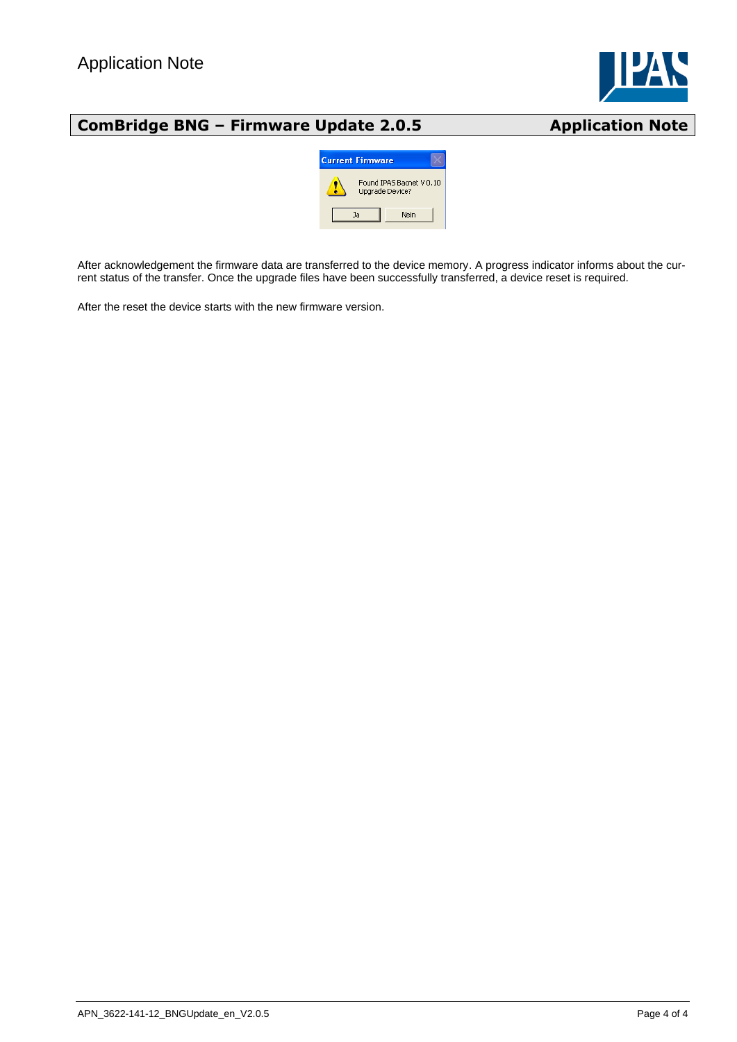After acknowledgement the firmware data are transferred to the device memory. A progress indicator informs about the current status of the transfer. Once the upgrade files have been successfully transferred, a device reset is required.

After the reset the device starts with the new firmware version.